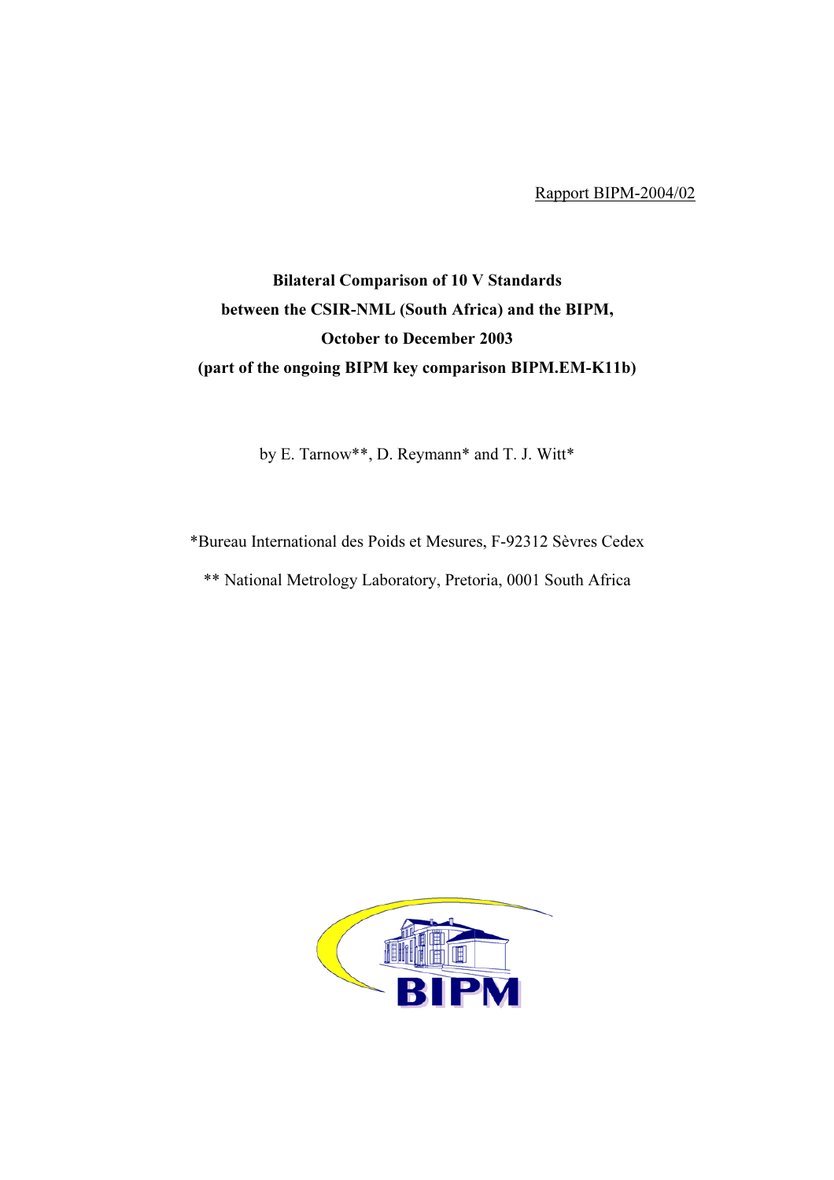Rapport BIPM-2004/02

**Bilateral Comparison of 10 V Standards**
**between the CSIR-NML (South Africa) and the BIPM,**
**October to December 2003**
**(part of the ongoing BIPM key comparison BIPM.EM-K11b)**

by E. Tarnow**, D. Reymann* and T. J. Witt*

*Bureau International des Poids et Mesures, F-92312 Sèvres Cedex

** National Metrology Laboratory, Pretoria, 0001 South Africa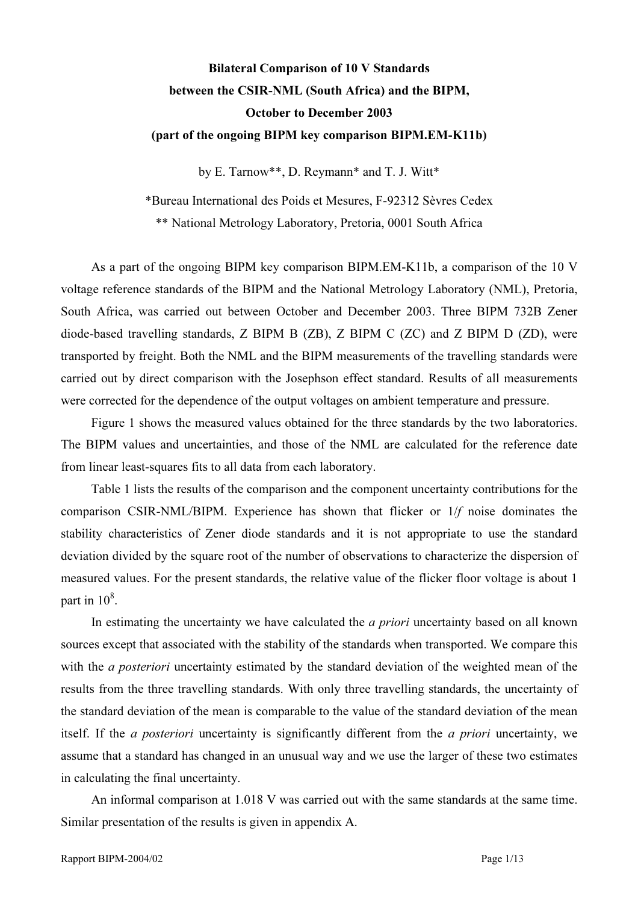**Bilateral Comparison of 10 V Standards**
**between the CSIR-NML (South Africa) and the BIPM,**
**October to December 2003**
**(part of the ongoing BIPM key comparison BIPM.EM-K11b)**

by E. Tarnow**, D. Reymann* and T. J. Witt*

*Bureau International des Poids et Mesures, F-92312 Sèvres Cedex
** National Metrology Laboratory, Pretoria, 0001 South Africa

As a part of the ongoing BIPM key comparison BIPM.EM-K11b, a comparison of the 10 V voltage reference standards of the BIPM and the National Metrology Laboratory (NML), Pretoria, South Africa, was carried out between October and December 2003. Three BIPM 732B Zener diode-based travelling standards, Z BIPM B (ZB), Z BIPM C (ZC) and Z BIPM D (ZD), were transported by freight. Both the NML and the BIPM measurements of the travelling standards were carried out by direct comparison with the Josephson effect standard. Results of all measurements were corrected for the dependence of the output voltages on ambient temperature and pressure.

Figure 1 shows the measured values obtained for the three standards by the two laboratories. The BIPM values and uncertainties, and those of the NML are calculated for the reference date from linear least-squares fits to all data from each laboratory.

Table 1 lists the results of the comparison and the component uncertainty contributions for the comparison CSIR-NML/BIPM. Experience has shown that flicker or $1/f$ noise dominates the stability characteristics of Zener diode standards and it is not appropriate to use the standard deviation divided by the square root of the number of observations to characterize the dispersion of measured values. For the present standards, the relative value of the flicker floor voltage is about 1 part in $10^8$.

In estimating the uncertainty we have calculated the *a priori* uncertainty based on all known sources except that associated with the stability of the standards when transported. We compare this with the *a posteriori* uncertainty estimated by the standard deviation of the weighted mean of the results from the three travelling standards. With only three travelling standards, the uncertainty of the standard deviation of the mean is comparable to the value of the standard deviation of the mean itself. If the *a posteriori* uncertainty is significantly different from the *a priori* uncertainty, we assume that a standard has changed in an unusual way and we use the larger of these two estimates in calculating the final uncertainty.

An informal comparison at 1.018 V was carried out with the same standards at the same time. Similar presentation of the results is given in appendix A.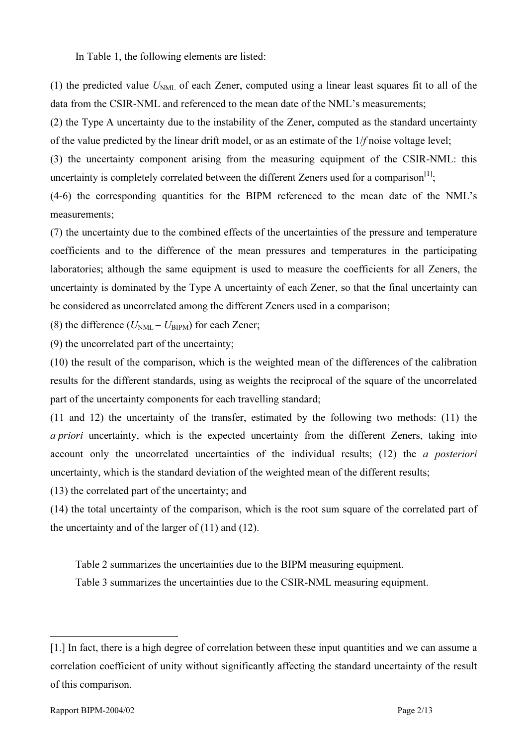In Table 1, the following elements are listed:

(1) the predicted value $U_{NML}$ of each Zener, computed using a linear least squares fit to all of the data from the CSIR-NML and referenced to the mean date of the NML's measurements;
(2) the Type A uncertainty due to the instability of the Zener, computed as the standard uncertainty of the value predicted by the linear drift model, or as an estimate of the $1/f$ noise voltage level;
(3) the uncertainty component arising from the measuring equipment of the CSIR-NML: this uncertainty is completely correlated between the different Zeners used for a comparison[1];
(4-6) the corresponding quantities for the BIPM referenced to the mean date of the NML's measurements;
(7) the uncertainty due to the combined effects of the uncertainties of the pressure and temperature coefficients and to the difference of the mean pressures and temperatures in the participating laboratories; although the same equipment is used to measure the coefficients for all Zeners, the uncertainty is dominated by the Type A uncertainty of each Zener, so that the final uncertainty can be considered as uncorrelated among the different Zeners used in a comparison;
(8) the difference ($U_{NML} - U_{BIPM}$) for each Zener;
(9) the uncorrelated part of the uncertainty;
(10) the result of the comparison, which is the weighted mean of the differences of the calibration results for the different standards, using as weights the reciprocal of the square of the uncorrelated part of the uncertainty components for each travelling standard;
(11 and 12) the uncertainty of the transfer, estimated by the following two methods: (11) the *a priori* uncertainty, which is the expected uncertainty from the different Zeners, taking into account only the uncorrelated uncertainties of the individual results; (12) the *a posteriori* uncertainty, which is the standard deviation of the weighted mean of the different results;
(13) the correlated part of the uncertainty; and
(14) the total uncertainty of the comparison, which is the root sum square of the correlated part of the uncertainty and of the larger of (11) and (12).

Table 2 summarizes the uncertainties due to the BIPM measuring equipment.

Table 3 summarizes the uncertainties due to the CSIR-NML measuring equipment.

---

[1.] In fact, there is a high degree of correlation between these input quantities and we can assume a correlation coefficient of unity without significantly affecting the standard uncertainty of the result of this comparison.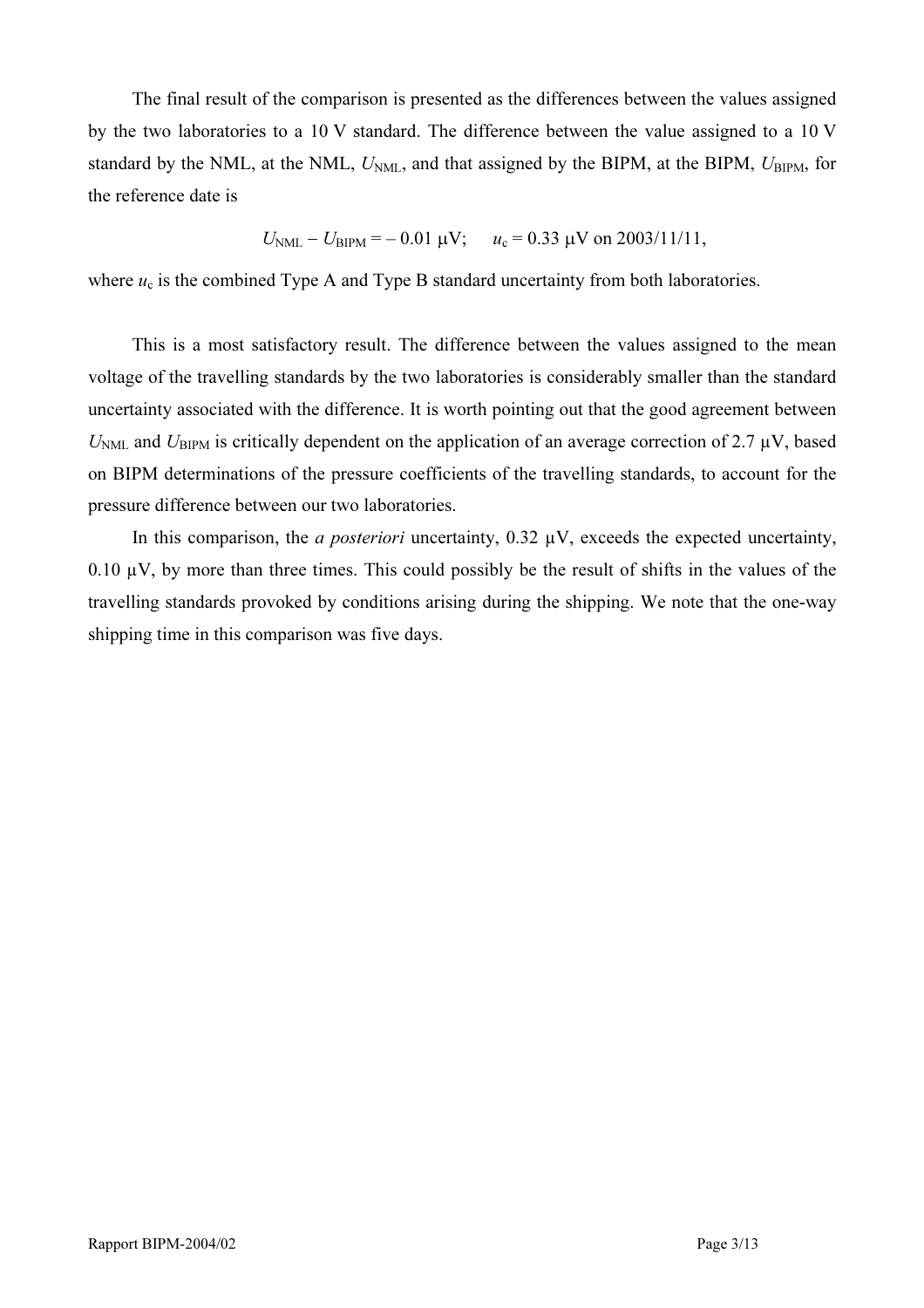The final result of the comparison is presented as the differences between the values assigned by the two laboratories to a 10 V standard. The difference between the value assigned to a 10 V standard by the NML, at the NML, $U_{NML}$, and that assigned by the BIPM, at the BIPM, $U_{BIPM}$, for the reference date is

$$U_{NML} - U_{BIPM} = -0.01\ \mu V; \quad u_c = 0.33\ \mu V \text{ on } 2003/11/11,$$

where $u_c$ is the combined Type A and Type B standard uncertainty from both laboratories.

This is a most satisfactory result. The difference between the values assigned to the mean voltage of the travelling standards by the two laboratories is considerably smaller than the standard uncertainty associated with the difference. It is worth pointing out that the good agreement between $U_{NML}$ and $U_{BIPM}$ is critically dependent on the application of an average correction of 2.7 µV, based on BIPM determinations of the pressure coefficients of the travelling standards, to account for the pressure difference between our two laboratories.

In this comparison, the *a posteriori* uncertainty, 0.32 µV, exceeds the expected uncertainty, 0.10 µV, by more than three times. This could possibly be the result of shifts in the values of the travelling standards provoked by conditions arising during the shipping. We note that the one-way shipping time in this comparison was five days.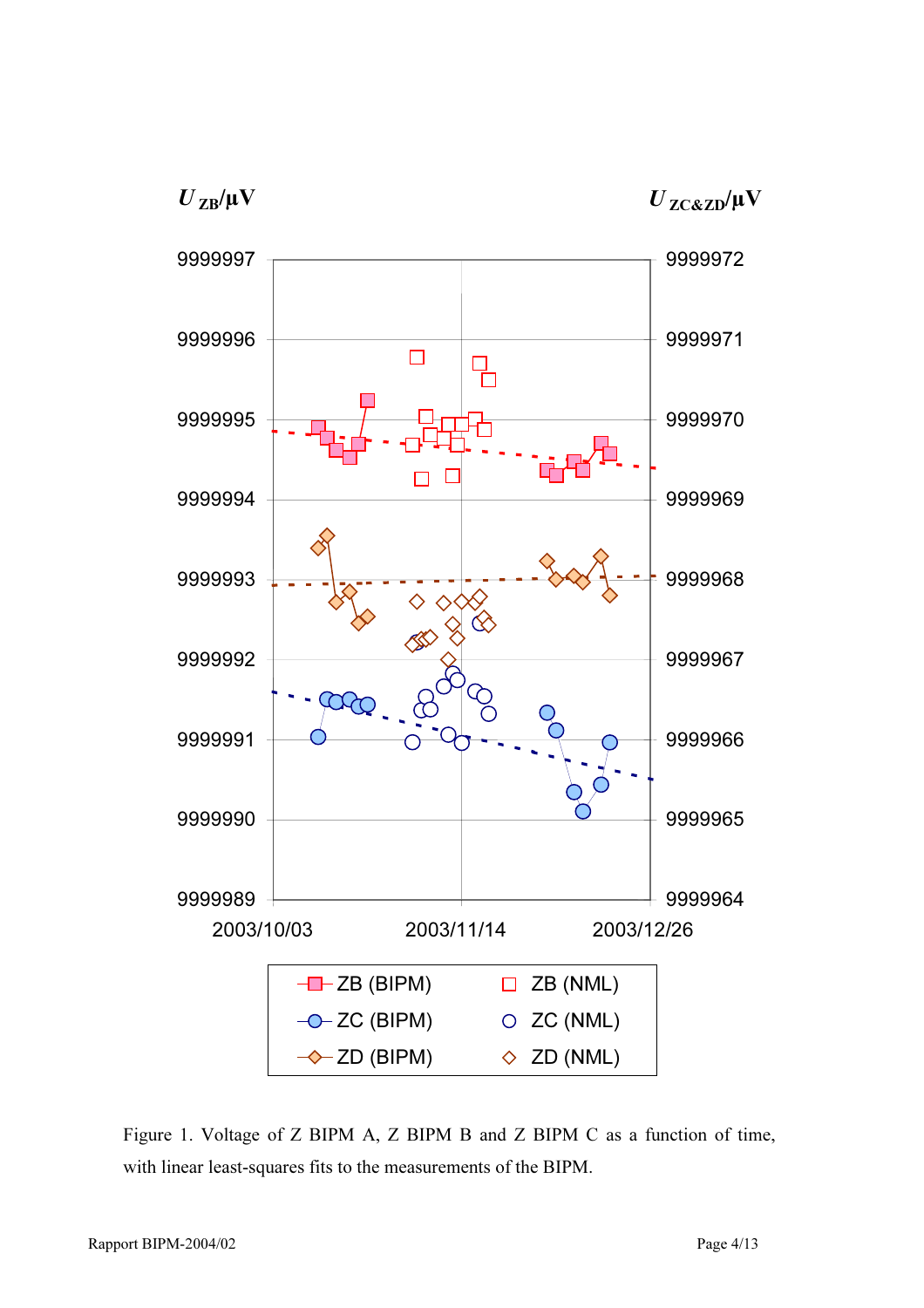$U_{ZB}/\mu V$ $U_{ZC\&ZD}/\mu V$

| | |
|---|---|
| 9999997 | 9999972 |
| 9999996 | 9999971 |
| 9999995 | 9999970 |
| 9999994 | 9999969 |
| 9999993 | 9999968 |
| 9999992 | 9999967 |
| 9999991 | 9999966 |
| 9999990 | 9999965 |
| 9999989 | 9999964 |

2003/10/03 2003/11/14 2003/12/26

ZB (BIPM) ZB (NML)
ZC (BIPM) ZC (NML)
ZD (BIPM) ZD (NML)

Figure 1. Voltage of Z BIPM A, Z BIPM B and Z BIPM C as a function of time, with linear least-squares fits to the measurements of the BIPM.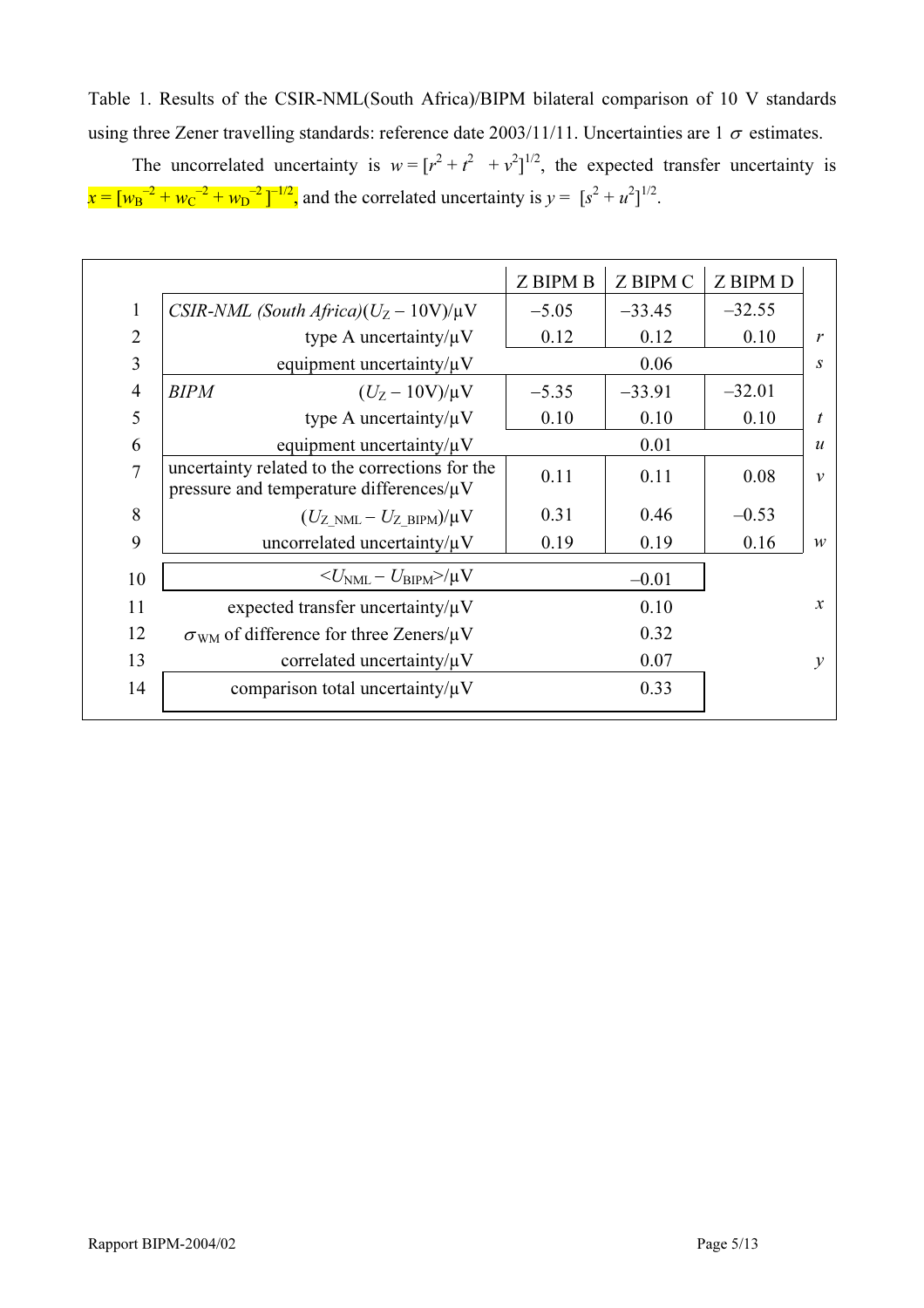Table 1. Results of the CSIR-NML(South Africa)/BIPM bilateral comparison of 10 V standards using three Zener travelling standards: reference date 2003/11/11. Uncertainties are 1 $\sigma$ estimates.

The uncorrelated uncertainty is $w = [r^2 + t^2 + v^2]^{1/2}$, the expected transfer uncertainty is $x = [w_B^{-2} + w_C^{-2} + w_D^{-2}]^{-1/2}$, and the correlated uncertainty is $y = [s^2 + u^2]^{1/2}$.

| | | Z BIPM B | Z BIPM C | Z BIPM D | |
|---|---|---|---|---|---|
| 1 | *CSIR-NML (South Africa)*$(U_Z - 10\text{V})/\mu\text{V}$ | −5.05 | −33.45 | −32.55 | |
| 2 | type A uncertainty/μV | 0.12 | 0.12 | 0.10 | $r$ |
| 3 | equipment uncertainty/μV | | 0.06 | | $s$ |
| 4 | *BIPM* $(U_Z - 10\text{V})/\mu\text{V}$ | −5.35 | −33.91 | −32.01 | |
| 5 | type A uncertainty/μV | 0.10 | 0.10 | 0.10 | $t$ |
| 6 | equipment uncertainty/μV | | 0.01 | | $u$ |
| 7 | uncertainty related to the corrections for the pressure and temperature differences/μV | 0.11 | 0.11 | 0.08 | $v$ |
| 8 | $(U_{Z\_NML} - U_{Z\_BIPM})/\mu\text{V}$ | 0.31 | 0.46 | −0.53 | |
| 9 | uncorrelated uncertainty/μV | 0.19 | 0.19 | 0.16 | $w$ |
| 10 | $<U_{NML} - U_{BIPM}>/\mu\text{V}$ | | −0.01 | | |
| 11 | expected transfer uncertainty/μV | | 0.10 | | $x$ |
| 12 | $\sigma_{WM}$ of difference for three Zeners/μV | | 0.32 | | |
| 13 | correlated uncertainty/μV | | 0.07 | | $y$ |
| 14 | comparison total uncertainty/μV | | 0.33 | | |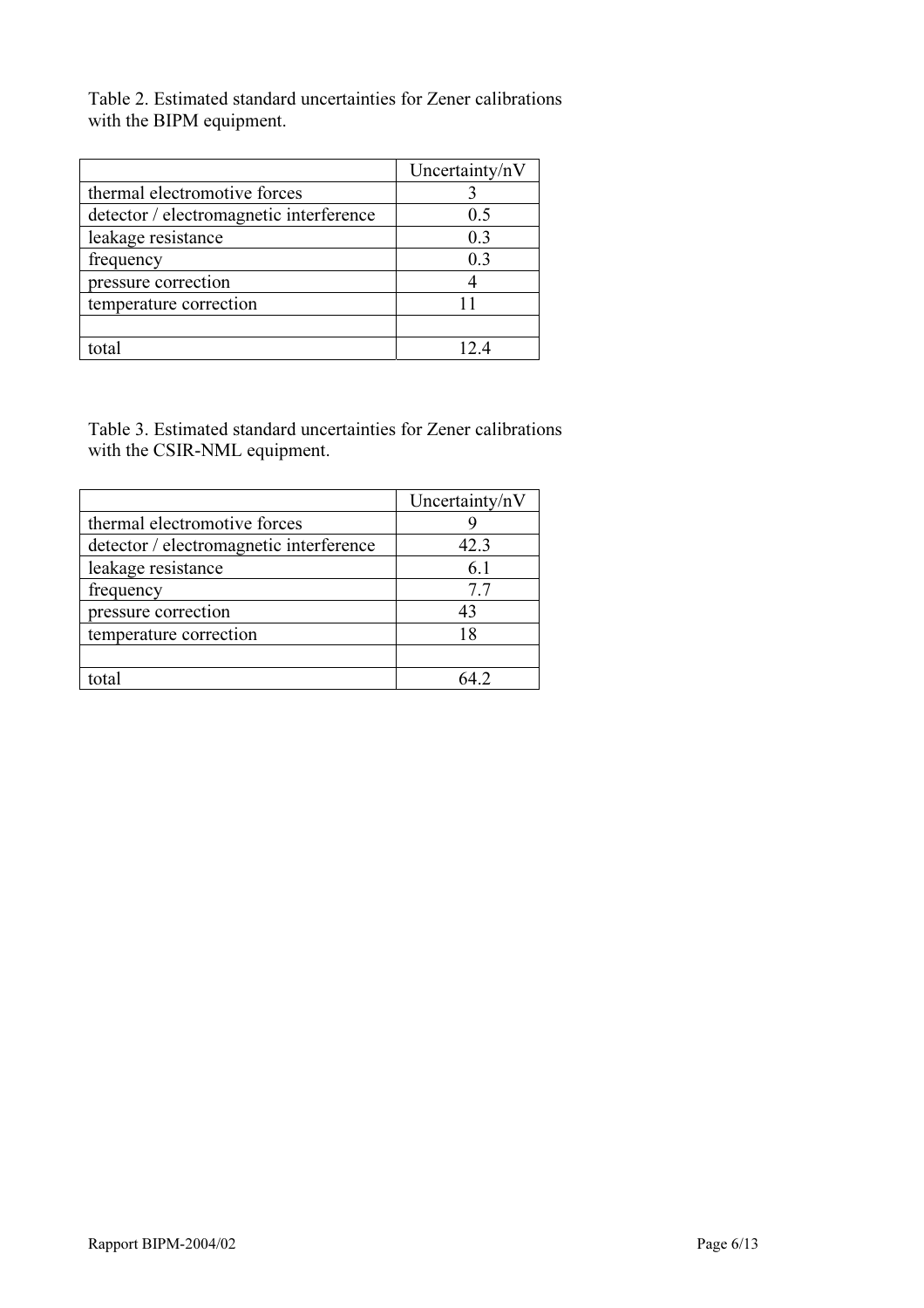Table 2. Estimated standard uncertainties for Zener calibrations with the BIPM equipment.

| | Uncertainty/nV |
|---|---|
| thermal electromotive forces | 3 |
| detector / electromagnetic interference | 0.5 |
| leakage resistance | 0.3 |
| frequency | 0.3 |
| pressure correction | 4 |
| temperature correction | 11 |
| | |
| total | 12.4 |

Table 3. Estimated standard uncertainties for Zener calibrations with the CSIR-NML equipment.

| | Uncertainty/nV |
|---|---|
| thermal electromotive forces | 9 |
| detector / electromagnetic interference | 42.3 |
| leakage resistance | 6.1 |
| frequency | 7.7 |
| pressure correction | 43 |
| temperature correction | 18 |
| | |
| total | 64.2 |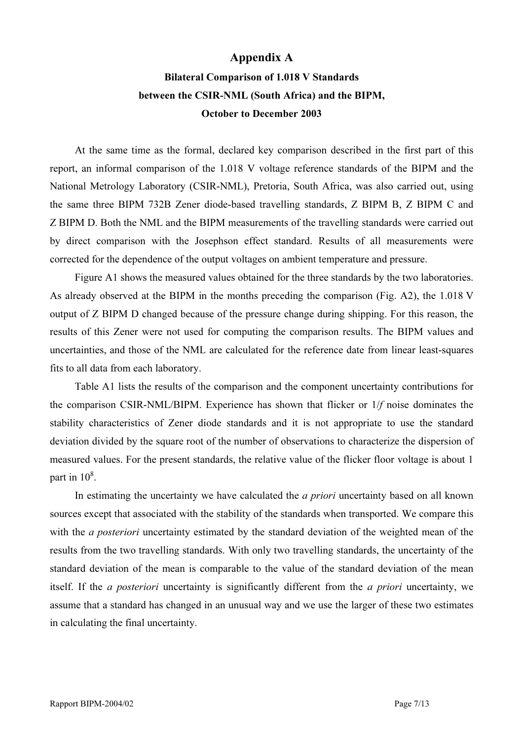# Appendix A

## Bilateral Comparison of 1.018 V Standards between the CSIR-NML (South Africa) and the BIPM, October to December 2003

At the same time as the formal, declared key comparison described in the first part of this report, an informal comparison of the 1.018 V voltage reference standards of the BIPM and the National Metrology Laboratory (CSIR-NML), Pretoria, South Africa, was also carried out, using the same three BIPM 732B Zener diode-based travelling standards, Z BIPM B, Z BIPM C and Z BIPM D. Both the NML and the BIPM measurements of the travelling standards were carried out by direct comparison with the Josephson effect standard. Results of all measurements were corrected for the dependence of the output voltages on ambient temperature and pressure.

Figure A1 shows the measured values obtained for the three standards by the two laboratories. As already observed at the BIPM in the months preceding the comparison (Fig. A2), the 1.018 V output of Z BIPM D changed because of the pressure change during shipping. For this reason, the results of this Zener were not used for computing the comparison results. The BIPM values and uncertainties, and those of the NML are calculated for the reference date from linear least-squares fits to all data from each laboratory.

Table A1 lists the results of the comparison and the component uncertainty contributions for the comparison CSIR-NML/BIPM. Experience has shown that flicker or $1/f$ noise dominates the stability characteristics of Zener diode standards and it is not appropriate to use the standard deviation divided by the square root of the number of observations to characterize the dispersion of measured values. For the present standards, the relative value of the flicker floor voltage is about 1 part in $10^8$.

In estimating the uncertainty we have calculated the *a priori* uncertainty based on all known sources except that associated with the stability of the standards when transported. We compare this with the *a posteriori* uncertainty estimated by the standard deviation of the weighted mean of the results from the two travelling standards. With only two travelling standards, the uncertainty of the standard deviation of the mean is comparable to the value of the standard deviation of the mean itself. If the *a posteriori* uncertainty is significantly different from the *a priori* uncertainty, we assume that a standard has changed in an unusual way and we use the larger of these two estimates in calculating the final uncertainty.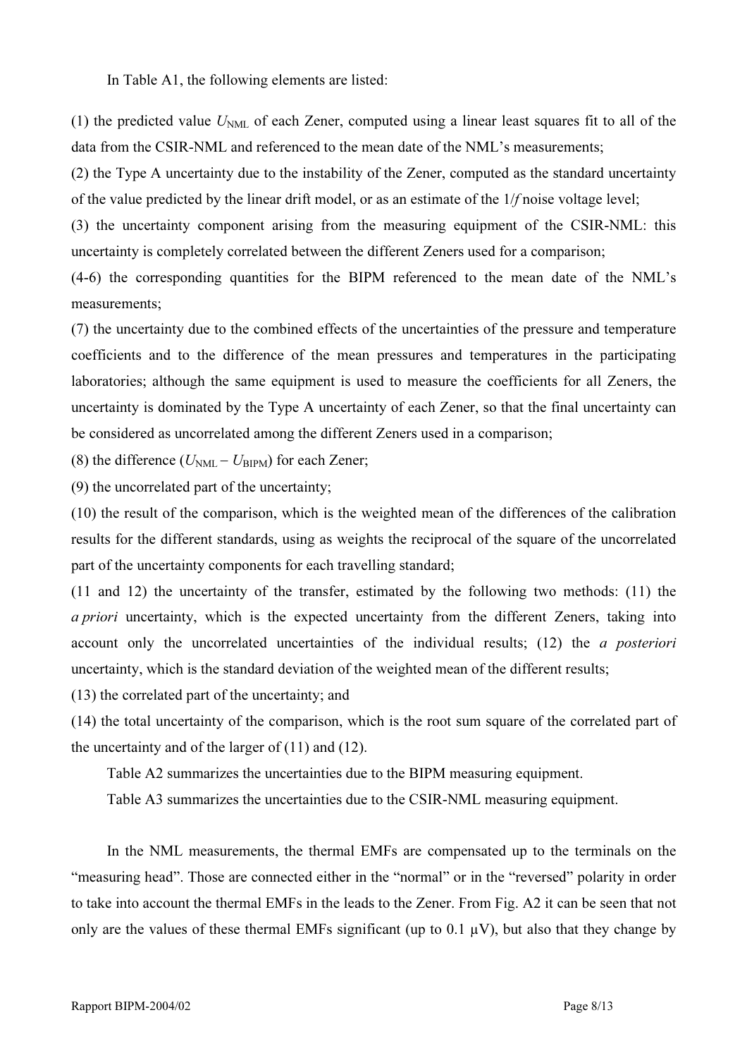In Table A1, the following elements are listed:

(1) the predicted value $U_{NML}$ of each Zener, computed using a linear least squares fit to all of the data from the CSIR-NML and referenced to the mean date of the NML's measurements;
(2) the Type A uncertainty due to the instability of the Zener, computed as the standard uncertainty of the value predicted by the linear drift model, or as an estimate of the $1/f$ noise voltage level;
(3) the uncertainty component arising from the measuring equipment of the CSIR-NML: this uncertainty is completely correlated between the different Zeners used for a comparison;
(4-6) the corresponding quantities for the BIPM referenced to the mean date of the NML's measurements;
(7) the uncertainty due to the combined effects of the uncertainties of the pressure and temperature coefficients and to the difference of the mean pressures and temperatures in the participating laboratories; although the same equipment is used to measure the coefficients for all Zeners, the uncertainty is dominated by the Type A uncertainty of each Zener, so that the final uncertainty can be considered as uncorrelated among the different Zeners used in a comparison;
(8) the difference ($U_{NML} - U_{BIPM}$) for each Zener;
(9) the uncorrelated part of the uncertainty;
(10) the result of the comparison, which is the weighted mean of the differences of the calibration results for the different standards, using as weights the reciprocal of the square of the uncorrelated part of the uncertainty components for each travelling standard;
(11 and 12) the uncertainty of the transfer, estimated by the following two methods: (11) the *a priori* uncertainty, which is the expected uncertainty from the different Zeners, taking into account only the uncorrelated uncertainties of the individual results; (12) the *a posteriori* uncertainty, which is the standard deviation of the weighted mean of the different results;
(13) the correlated part of the uncertainty; and
(14) the total uncertainty of the comparison, which is the root sum square of the correlated part of the uncertainty and of the larger of (11) and (12).

Table A2 summarizes the uncertainties due to the BIPM measuring equipment.

Table A3 summarizes the uncertainties due to the CSIR-NML measuring equipment.

In the NML measurements, the thermal EMFs are compensated up to the terminals on the "measuring head". Those are connected either in the "normal" or in the "reversed" polarity in order to take into account the thermal EMFs in the leads to the Zener. From Fig. A2 it can be seen that not only are the values of these thermal EMFs significant (up to 0.1 µV), but also that they change by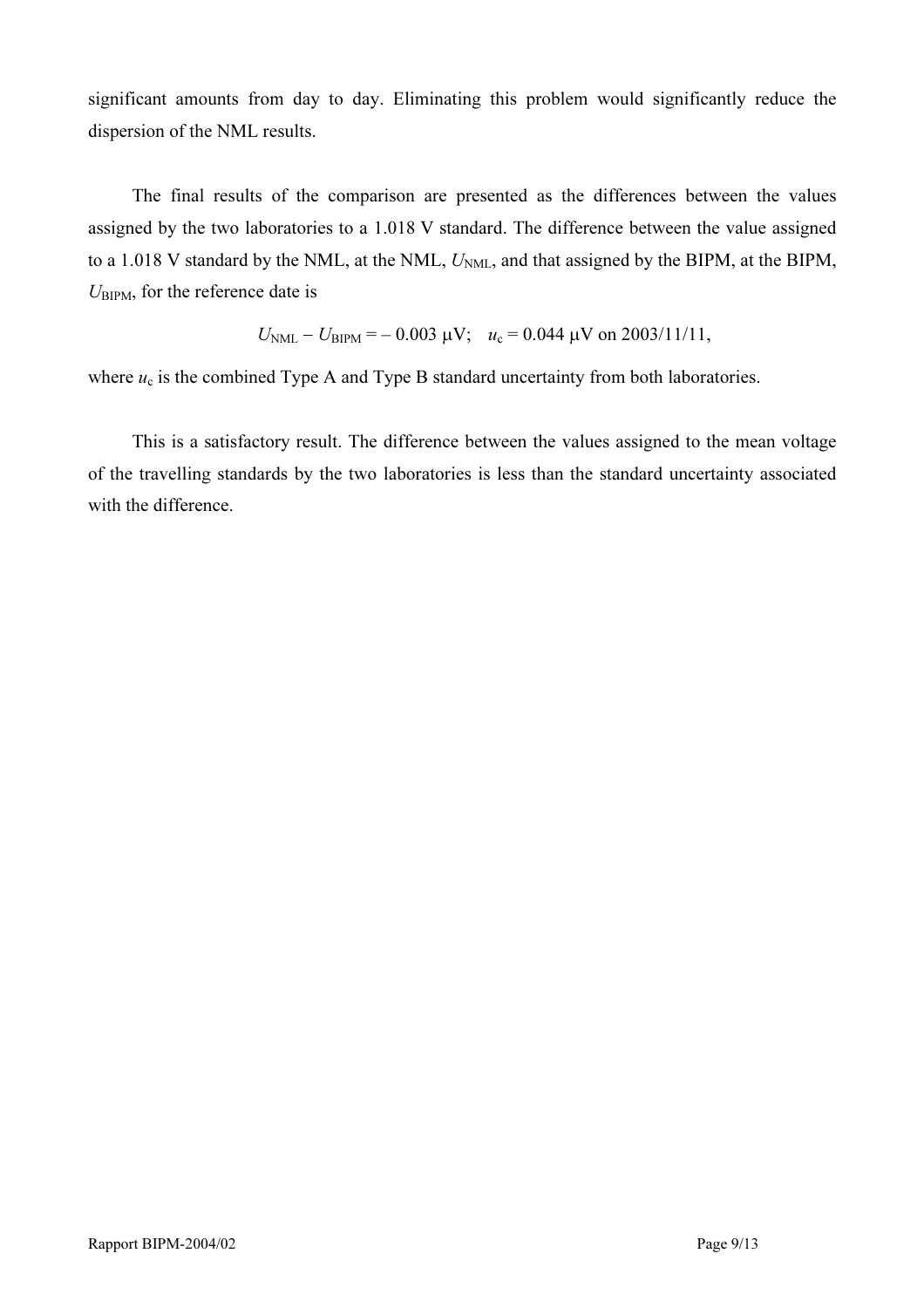significant amounts from day to day. Eliminating this problem would significantly reduce the dispersion of the NML results.

The final results of the comparison are presented as the differences between the values assigned by the two laboratories to a 1.018 V standard. The difference between the value assigned to a 1.018 V standard by the NML, at the NML, $U_{\mathrm{NML}}$, and that assigned by the BIPM, at the BIPM, $U_{\mathrm{BIPM}}$, for the reference date is

$$U_{\mathrm{NML}} - U_{\mathrm{BIPM}} = -\,0.003\ \mu\mathrm{V}; \quad u_{\mathrm{c}} = 0.044\ \mu\mathrm{V} \text{ on } 2003/11/11,$$

where $u_{\mathrm{c}}$ is the combined Type A and Type B standard uncertainty from both laboratories.

This is a satisfactory result. The difference between the values assigned to the mean voltage of the travelling standards by the two laboratories is less than the standard uncertainty associated with the difference.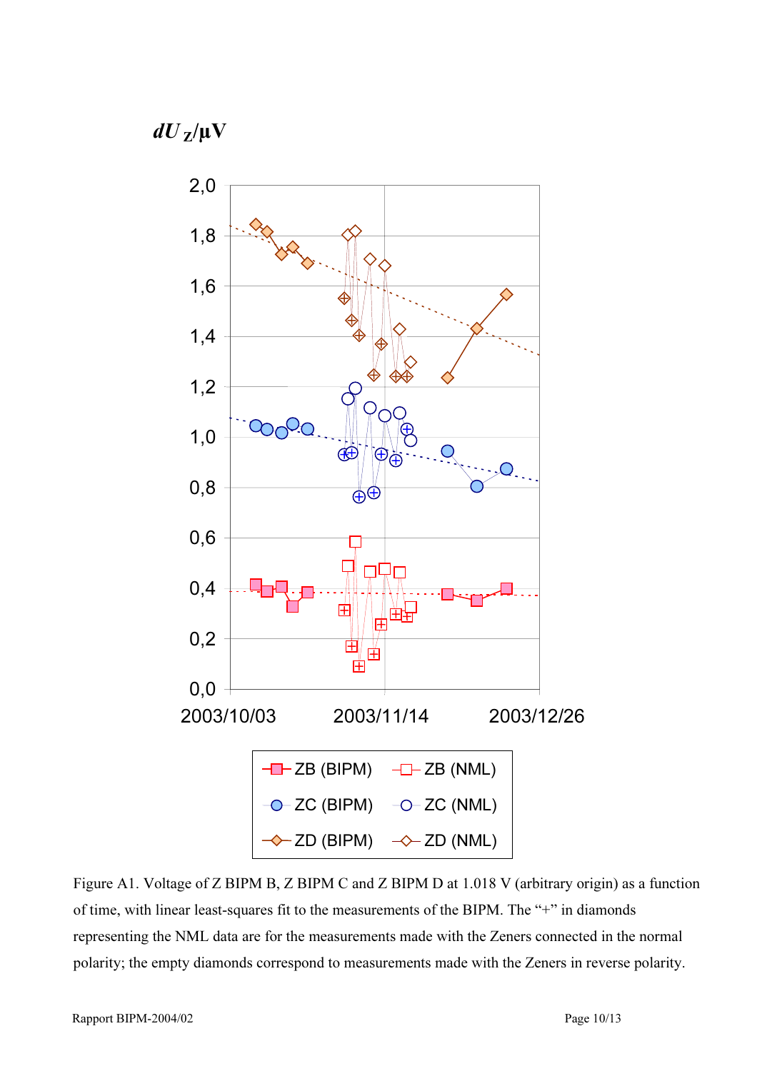$dU_Z$/µV

| | |
|---|---|
| ZB (BIPM) | ZB (NML) |
| ZC (BIPM) | ZC (NML) |
| ZD (BIPM) | ZD (NML) |

Figure A1. Voltage of Z BIPM B, Z BIPM C and Z BIPM D at 1.018 V (arbitrary origin) as a function of time, with linear least-squares fit to the measurements of the BIPM. The "+" in diamonds representing the NML data are for the measurements made with the Zeners connected in the normal polarity; the empty diamonds correspond to measurements made with the Zeners in reverse polarity.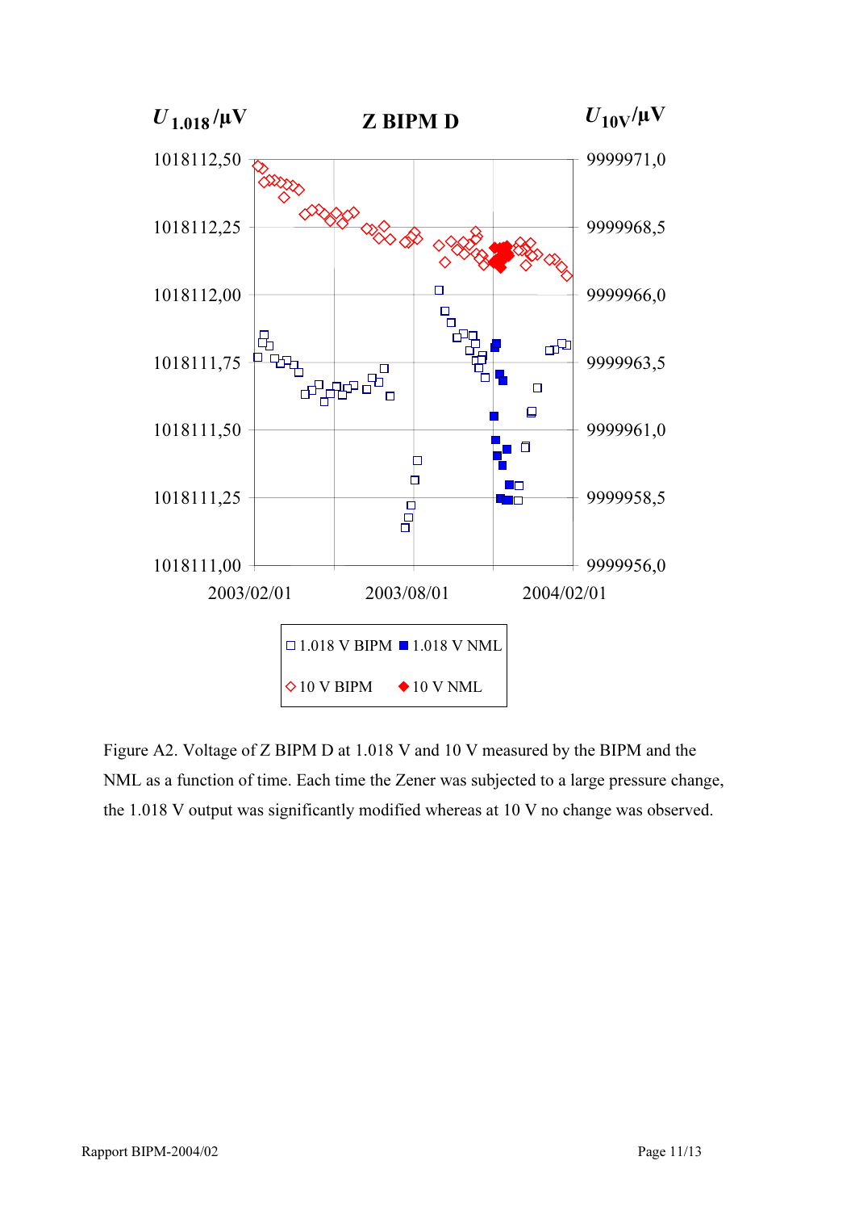Figure A2. Voltage of Z BIPM D at 1.018 V and 10 V measured by the BIPM and the NML as a function of time. Each time the Zener was subjected to a large pressure change, the 1.018 V output was significantly modified whereas at 10 V no change was observed.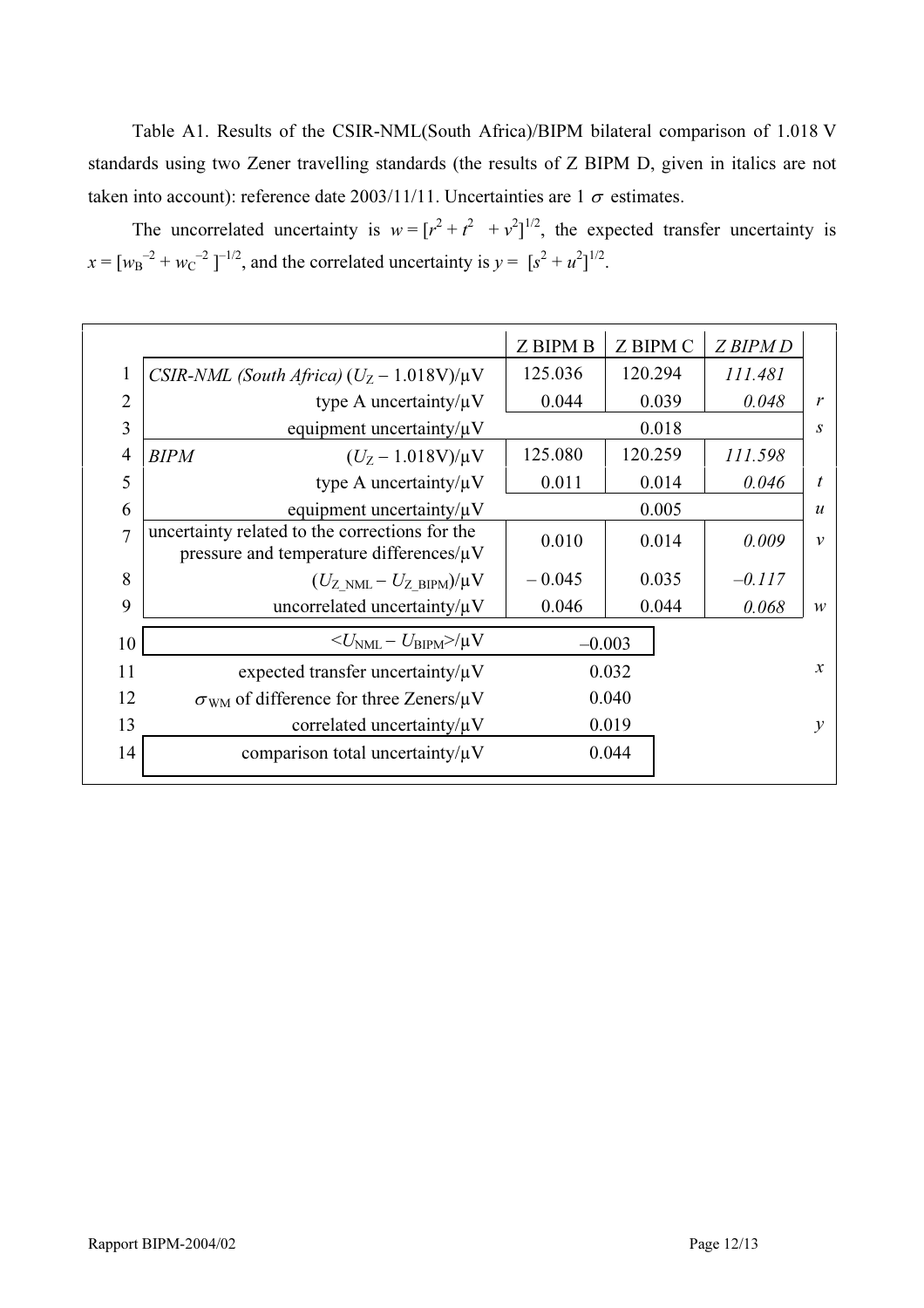Table A1. Results of the CSIR-NML(South Africa)/BIPM bilateral comparison of 1.018 V standards using two Zener travelling standards (the results of Z BIPM D, given in italics are not taken into account): reference date 2003/11/11. Uncertainties are 1 $\sigma$ estimates.

The uncorrelated uncertainty is $w = [r^2 + t^2 + v^2]^{1/2}$, the expected transfer uncertainty is $x = [w_B^{-2} + w_C^{-2}]^{-1/2}$, and the correlated uncertainty is $y = [s^2 + u^2]^{1/2}$.

| | | Z BIPM B | Z BIPM C | *Z BIPM D* | |
|---|---|---|---|---|---|
| 1 | *CSIR-NML (South Africa)* ($U_Z$ − 1.018V)/μV | 125.036 | 120.294 | *111.481* | |
| 2 | type A uncertainty/μV | 0.044 | 0.039 | *0.048* | *r* |
| 3 | equipment uncertainty/μV | | 0.018 | | *s* |
| 4 | *BIPM* ($U_Z$ − 1.018V)/μV | 125.080 | 120.259 | *111.598* | |
| 5 | type A uncertainty/μV | 0.011 | 0.014 | *0.046* | *t* |
| 6 | equipment uncertainty/μV | | 0.005 | | *u* |
| 7 | uncertainty related to the corrections for the pressure and temperature differences/μV | 0.010 | 0.014 | *0.009* | *v* |
| 8 | ($U_{Z\_NML}$ − $U_{Z\_BIPM}$)/μV | − 0.045 | 0.035 | *−0.117* | |
| 9 | uncorrelated uncertainty/μV | 0.046 | 0.044 | *0.068* | *w* |
| 10 | <$U_{NML}$ − $U_{BIPM}$>/μV | −0.003 | | | |
| 11 | expected transfer uncertainty/μV | 0.032 | | | *x* |
| 12 | $\sigma_{WM}$ of difference for three Zeners/μV | 0.040 | | | |
| 13 | correlated uncertainty/μV | 0.019 | | | *y* |
| 14 | comparison total uncertainty/μV | 0.044 | | | |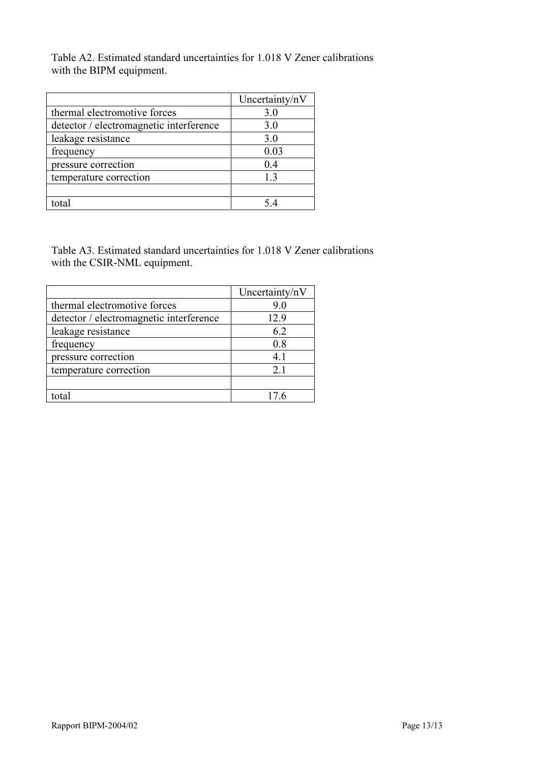Table A2. Estimated standard uncertainties for 1.018 V Zener calibrations with the BIPM equipment.

| | Uncertainty/nV |
|---|---|
| thermal electromotive forces | 3.0 |
| detector / electromagnetic interference | 3.0 |
| leakage resistance | 3.0 |
| frequency | 0.03 |
| pressure correction | 0.4 |
| temperature correction | 1.3 |
| | |
| total | 5.4 |

Table A3. Estimated standard uncertainties for 1.018 V Zener calibrations with the CSIR-NML equipment.

| | Uncertainty/nV |
|---|---|
| thermal electromotive forces | 9.0 |
| detector / electromagnetic interference | 12.9 |
| leakage resistance | 6.2 |
| frequency | 0.8 |
| pressure correction | 4.1 |
| temperature correction | 2.1 |
| | |
| total | 17.6 |